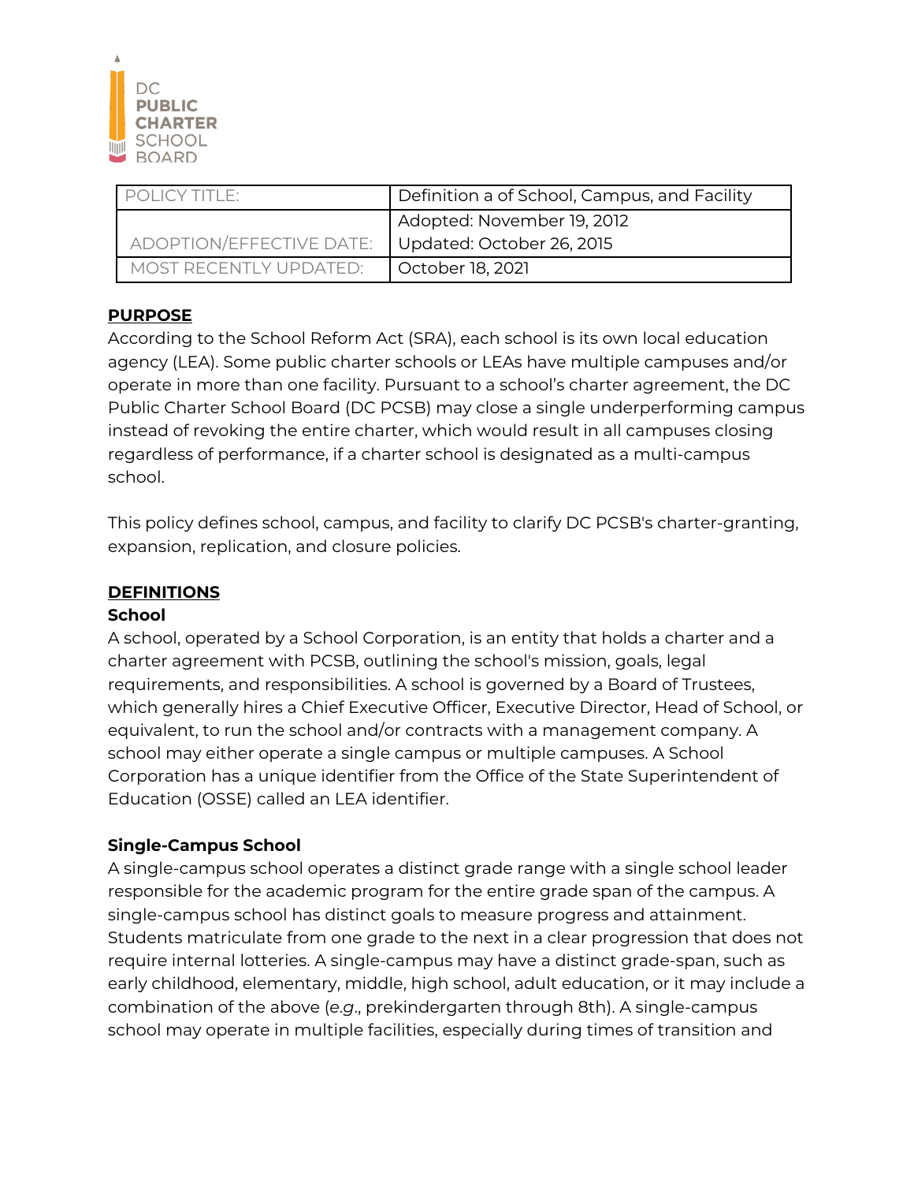DC PUBLIC CHARTER SCHOOL BOARD

| POLICY TITLE: | Definition a of School, Campus, and Facility |
|---|---|
| ADOPTION/EFFECTIVE DATE: | Adopted: November 19, 2012<br>Updated: October 26, 2015 |
| MOST RECENTLY UPDATED: | October 18, 2021 |

## PURPOSE

According to the School Reform Act (SRA), each school is its own local education agency (LEA). Some public charter schools or LEAs have multiple campuses and/or operate in more than one facility. Pursuant to a school's charter agreement, the DC Public Charter School Board (DC PCSB) may close a single underperforming campus instead of revoking the entire charter, which would result in all campuses closing regardless of performance, if a charter school is designated as a multi-campus school.

This policy defines school, campus, and facility to clarify DC PCSB's charter-granting, expansion, replication, and closure policies.

## DEFINITIONS

### School

A school, operated by a School Corporation, is an entity that holds a charter and a charter agreement with PCSB, outlining the school's mission, goals, legal requirements, and responsibilities. A school is governed by a Board of Trustees, which generally hires a Chief Executive Officer, Executive Director, Head of School, or equivalent, to run the school and/or contracts with a management company. A school may either operate a single campus or multiple campuses. A School Corporation has a unique identifier from the Office of the State Superintendent of Education (OSSE) called an LEA identifier.

### Single-Campus School

A single-campus school operates a distinct grade range with a single school leader responsible for the academic program for the entire grade span of the campus. A single-campus school has distinct goals to measure progress and attainment. Students matriculate from one grade to the next in a clear progression that does not require internal lotteries. A single-campus may have a distinct grade-span, such as early childhood, elementary, middle, high school, adult education, or it may include a combination of the above (*e.g.*, prekindergarten through 8th). A single-campus school may operate in multiple facilities, especially during times of transition and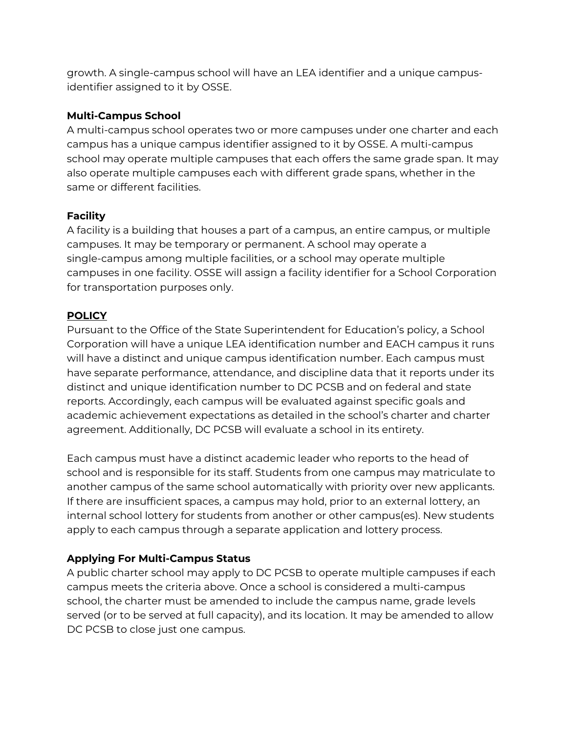growth. A single-campus school will have an LEA identifier and a unique campus-identifier assigned to it by OSSE.

**Multi-Campus School**

A multi-campus school operates two or more campuses under one charter and each campus has a unique campus identifier assigned to it by OSSE. A multi-campus school may operate multiple campuses that each offers the same grade span. It may also operate multiple campuses each with different grade spans, whether in the same or different facilities.

**Facility**

A facility is a building that houses a part of a campus, an entire campus, or multiple campuses. It may be temporary or permanent. A school may operate a single-campus among multiple facilities, or a school may operate multiple campuses in one facility. OSSE will assign a facility identifier for a School Corporation for transportation purposes only.

## POLICY

Pursuant to the Office of the State Superintendent for Education's policy, a School Corporation will have a unique LEA identification number and EACH campus it runs will have a distinct and unique campus identification number. Each campus must have separate performance, attendance, and discipline data that it reports under its distinct and unique identification number to DC PCSB and on federal and state reports. Accordingly, each campus will be evaluated against specific goals and academic achievement expectations as detailed in the school's charter and charter agreement. Additionally, DC PCSB will evaluate a school in its entirety.

Each campus must have a distinct academic leader who reports to the head of school and is responsible for its staff. Students from one campus may matriculate to another campus of the same school automatically with priority over new applicants. If there are insufficient spaces, a campus may hold, prior to an external lottery, an internal school lottery for students from another or other campus(es). New students apply to each campus through a separate application and lottery process.

**Applying For Multi-Campus Status**

A public charter school may apply to DC PCSB to operate multiple campuses if each campus meets the criteria above. Once a school is considered a multi-campus school, the charter must be amended to include the campus name, grade levels served (or to be served at full capacity), and its location. It may be amended to allow DC PCSB to close just one campus.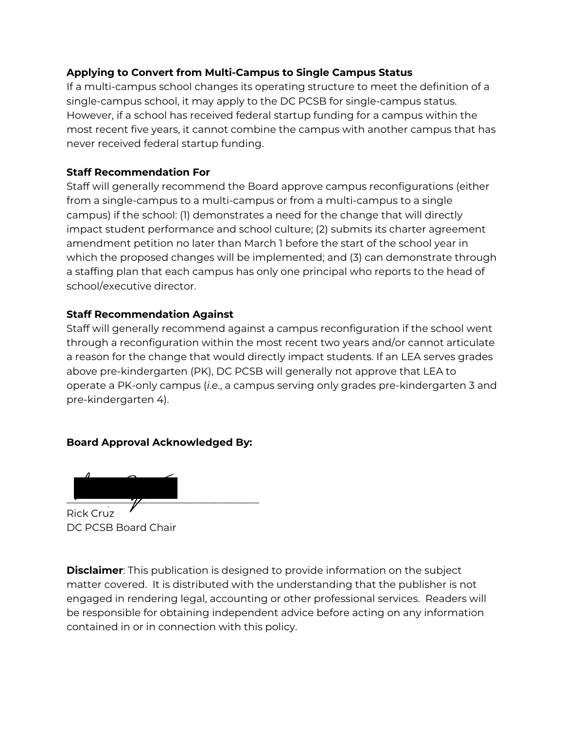**Applying to Convert from Multi-Campus to Single Campus Status**

If a multi-campus school changes its operating structure to meet the definition of a single-campus school, it may apply to the DC PCSB for single-campus status. However, if a school has received federal startup funding for a campus within the most recent five years, it cannot combine the campus with another campus that has never received federal startup funding.

**Staff Recommendation For**

Staff will generally recommend the Board approve campus reconfigurations (either from a single-campus to a multi-campus or from a multi-campus to a single campus) if the school: (1) demonstrates a need for the change that will directly impact student performance and school culture; (2) submits its charter agreement amendment petition no later than March 1 before the start of the school year in which the proposed changes will be implemented; and (3) can demonstrate through a staffing plan that each campus has only one principal who reports to the head of school/executive director.

**Staff Recommendation Against**

Staff will generally recommend against a campus reconfiguration if the school went through a reconfiguration within the most recent two years and/or cannot articulate a reason for the change that would directly impact students. If an LEA serves grades above pre-kindergarten (PK), DC PCSB will generally not approve that LEA to operate a PK-only campus (*i.e.*, a campus serving only grades pre-kindergarten 3 and pre-kindergarten 4).

**Board Approval Acknowledged By:**

\_\_\_\_\_\_\_\_\_\_\_\_\_\_\_\_\_\_\_\_\_\_\_\_\_\_\_\_\_\_\_\_\_\_\_\_\_\_\_\_

Rick Cruz
DC PCSB Board Chair

**Disclaimer**: This publication is designed to provide information on the subject matter covered. It is distributed with the understanding that the publisher is not engaged in rendering legal, accounting or other professional services. Readers will be responsible for obtaining independent advice before acting on any information contained in or in connection with this policy.